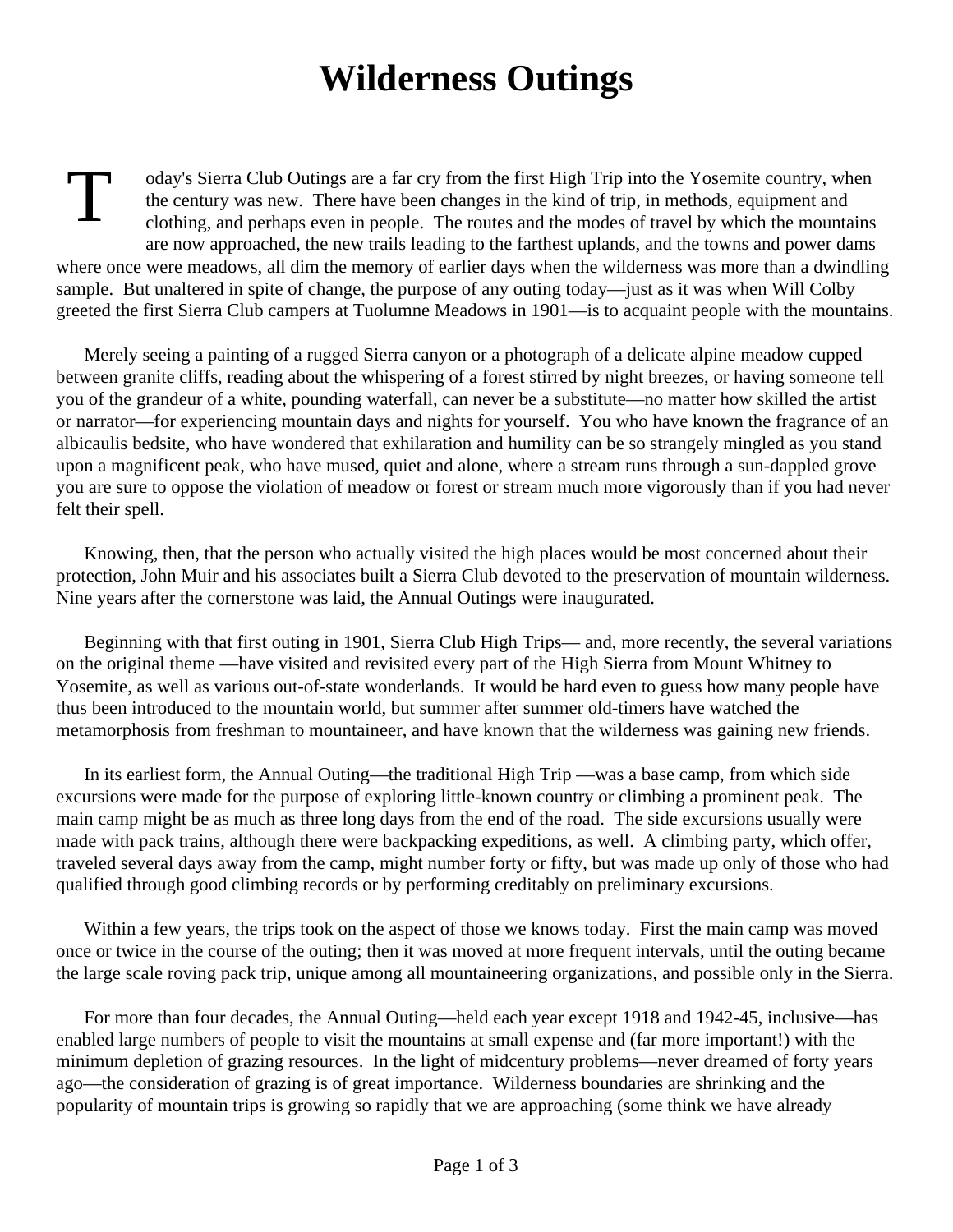# Wilderness Outings

Today's Sierra Club Outings are a far cry from the first High Trip into the Yosemite country, when the century was new. There have been changes in the kind of trip, in methods, equipment and clothing, and perhaps even in people. The routes and the modes of travel by which the mountains are now approached, the new trails leading to the farthest uplands, and the towns and power dams where once were meadows, all dim the memory of earlier days when the wilderness was more than a dwindling sample. But unaltered in spite of change, the purpose of any outing today—just as it was when Will Colby greeted the first Sierra Club campers at Tuolumne Meadows in 1901—is to acquaint people with the mountains.

Merely seeing a painting of a rugged Sierra canyon or a photograph of a delicate alpine meadow cupped between granite cliffs, reading about the whispering of a forest stirred by night breezes, or having someone tell you of the grandeur of a white, pounding waterfall, can never be a substitute—no matter how skilled the artist or narrator—for experiencing mountain days and nights for yourself. You who have known the fragrance of an albicaulis bedsite, who have wondered that exhilaration and humility can be so strangely mingled as you stand upon a magnificent peak, who have mused, quiet and alone, where a stream runs through a sun-dappled grove you are sure to oppose the violation of meadow or forest or stream much more vigorously than if you had never felt their spell.

Knowing, then, that the person who actually visited the high places would be most concerned about their protection, John Muir and his associates built a Sierra Club devoted to the preservation of mountain wilderness. Nine years after the cornerstone was laid, the Annual Outings were inaugurated.

Beginning with that first outing in 1901, Sierra Club High Trips— and, more recently, the several variations on the original theme —have visited and revisited every part of the High Sierra from Mount Whitney to Yosemite, as well as various out-of-state wonderlands. It would be hard even to guess how many people have thus been introduced to the mountain world, but summer after summer old-timers have watched the metamorphosis from freshman to mountaineer, and have known that the wilderness was gaining new friends.

In its earliest form, the Annual Outing—the traditional High Trip —was a base camp, from which side excursions were made for the purpose of exploring little-known country or climbing a prominent peak. The main camp might be as much as three long days from the end of the road. The side excursions usually were made with pack trains, although there were backpacking expeditions, as well. A climbing party, which offer, traveled several days away from the camp, might number forty or fifty, but was made up only of those who had qualified through good climbing records or by performing creditably on preliminary excursions.

Within a few years, the trips took on the aspect of those we knows today. First the main camp was moved once or twice in the course of the outing; then it was moved at more frequent intervals, until the outing became the large scale roving pack trip, unique among all mountaineering organizations, and possible only in the Sierra.

For more than four decades, the Annual Outing—held each year except 1918 and 1942-45, inclusive—has enabled large numbers of people to visit the mountains at small expense and (far more important!) with the minimum depletion of grazing resources. In the light of midcentury problems—never dreamed of forty years ago—the consideration of grazing is of great importance. Wilderness boundaries are shrinking and the popularity of mountain trips is growing so rapidly that we are approaching (some think we have already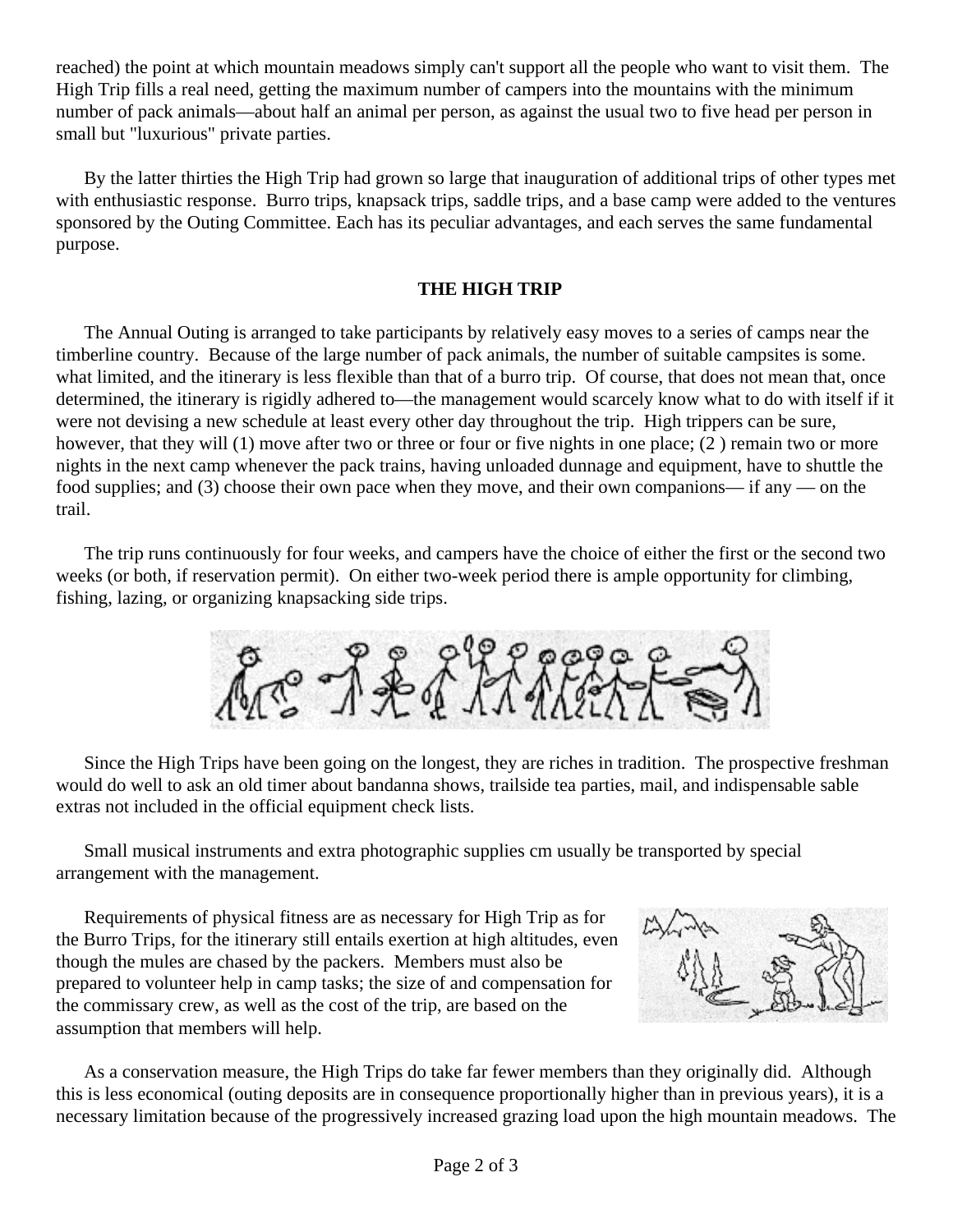reached) the point at which mountain meadows simply can't support all the people who want to visit them. The High Trip fills a real need, getting the maximum number of campers into the mountains with the minimum number of pack animals—about half an animal per person, as against the usual two to five head per person in small but "luxurious" private parties.

By the latter thirties the High Trip had grown so large that inauguration of additional trips of other types met with enthusiastic response. Burro trips, knapsack trips, saddle trips, and a base camp were added to the ventures sponsored by the Outing Committee. Each has its peculiar advantages, and each serves the same fundamental purpose.

## THE HIGH TRIP

The Annual Outing is arranged to take participants by relatively easy moves to a series of camps near the timberline country. Because of the large number of pack animals, the number of suitable campsites is some. what limited, and the itinerary is less flexible than that of a burro trip. Of course, that does not mean that, once determined, the itinerary is rigidly adhered to—the management would scarcely know what to do with itself if it were not devising a new schedule at least every other day throughout the trip. High trippers can be sure, however, that they will (1) move after two or three or four or five nights in one place; (2 ) remain two or more nights in the next camp whenever the pack trains, having unloaded dunnage and equipment, have to shuttle the food supplies; and (3) choose their own pace when they move, and their own companions— if any — on the trail.

The trip runs continuously for four weeks, and campers have the choice of either the first or the second two weeks (or both, if reservation permit). On either two-week period there is ample opportunity for climbing, fishing, lazing, or organizing knapsacking side trips.

Since the High Trips have been going on the longest, they are riches in tradition. The prospective freshman would do well to ask an old timer about bandanna shows, trailside tea parties, mail, and indispensable sable extras not included in the official equipment check lists.

Small musical instruments and extra photographic supplies cm usually be transported by special arrangement with the management.

Requirements of physical fitness are as necessary for High Trip as for the Burro Trips, for the itinerary still entails exertion at high altitudes, even though the mules are chased by the packers. Members must also be prepared to volunteer help in camp tasks; the size of and compensation for the commissary crew, as well as the cost of the trip, are based on the assumption that members will help.

As a conservation measure, the High Trips do take far fewer members than they originally did. Although this is less economical (outing deposits are in consequence proportionally higher than in previous years), it is a necessary limitation because of the progressively increased grazing load upon the high mountain meadows. The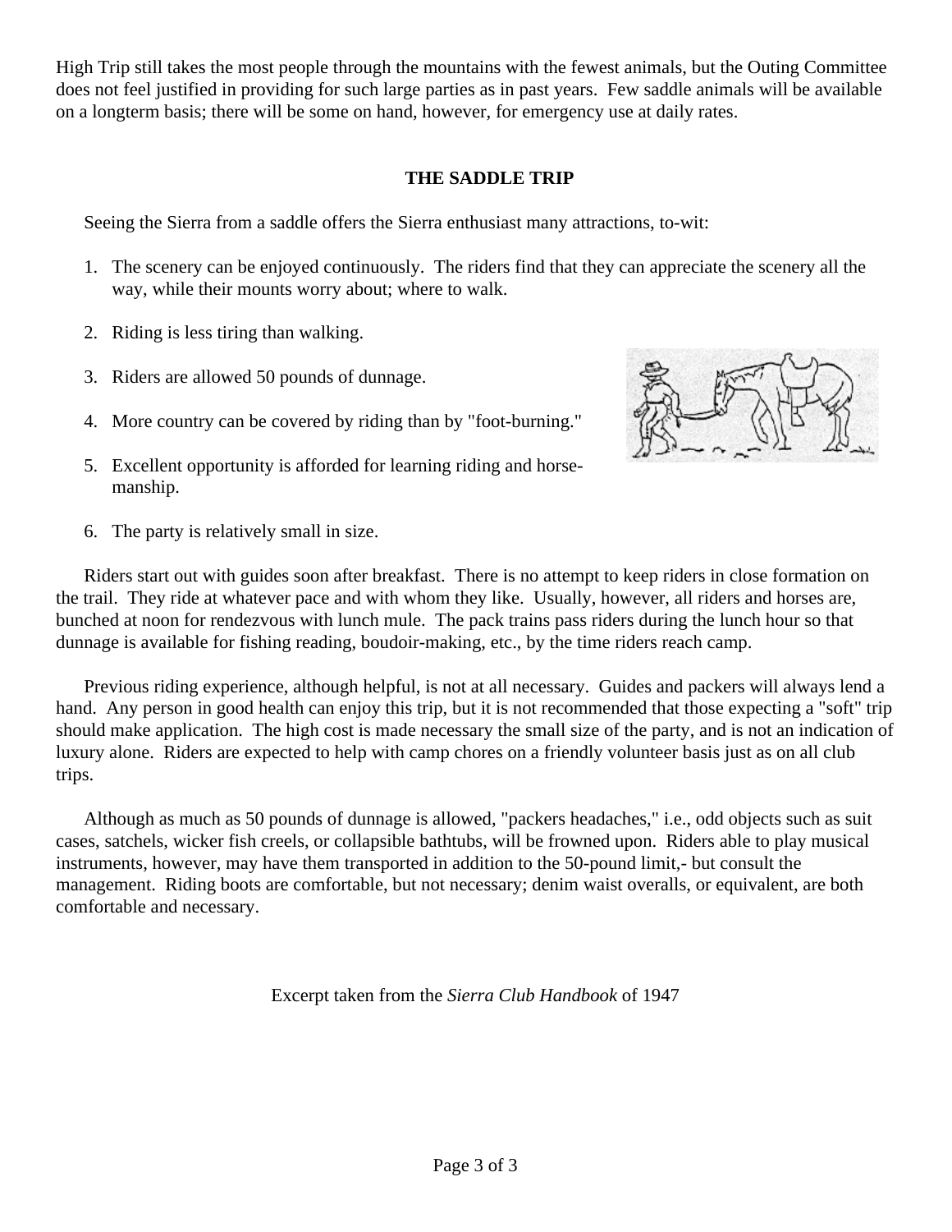High Trip still takes the most people through the mountains with the fewest animals, but the Outing Committee does not feel justified in providing for such large parties as in past years. Few saddle animals will be available on a longterm basis; there will be some on hand, however, for emergency use at daily rates.

## THE SADDLE TRIP

Seeing the Sierra from a saddle offers the Sierra enthusiast many attractions, to-wit:

1. The scenery can be enjoyed continuously. The riders find that they can appreciate the scenery all the way, while their mounts worry about; where to walk.
2. Riding is less tiring than walking.
3. Riders are allowed 50 pounds of dunnage.
4. More country can be covered by riding than by "foot-burning."
5. Excellent opportunity is afforded for learning riding and horse-manship.
6. The party is relatively small in size.

Riders start out with guides soon after breakfast. There is no attempt to keep riders in close formation on the trail. They ride at whatever pace and with whom they like. Usually, however, all riders and horses are, bunched at noon for rendezvous with lunch mule. The pack trains pass riders during the lunch hour so that dunnage is available for fishing reading, boudoir-making, etc., by the time riders reach camp.

Previous riding experience, although helpful, is not at all necessary. Guides and packers will always lend a hand. Any person in good health can enjoy this trip, but it is not recommended that those expecting a "soft" trip should make application. The high cost is made necessary the small size of the party, and is not an indication of luxury alone. Riders are expected to help with camp chores on a friendly volunteer basis just as on all club trips.

Although as much as 50 pounds of dunnage is allowed, "packers headaches," i.e., odd objects such as suit cases, satchels, wicker fish creels, or collapsible bathtubs, will be frowned upon. Riders able to play musical instruments, however, may have them transported in addition to the 50-pound limit,- but consult the management. Riding boots are comfortable, but not necessary; denim waist overalls, or equivalent, are both comfortable and necessary.

Excerpt taken from the *Sierra Club Handbook* of 1947